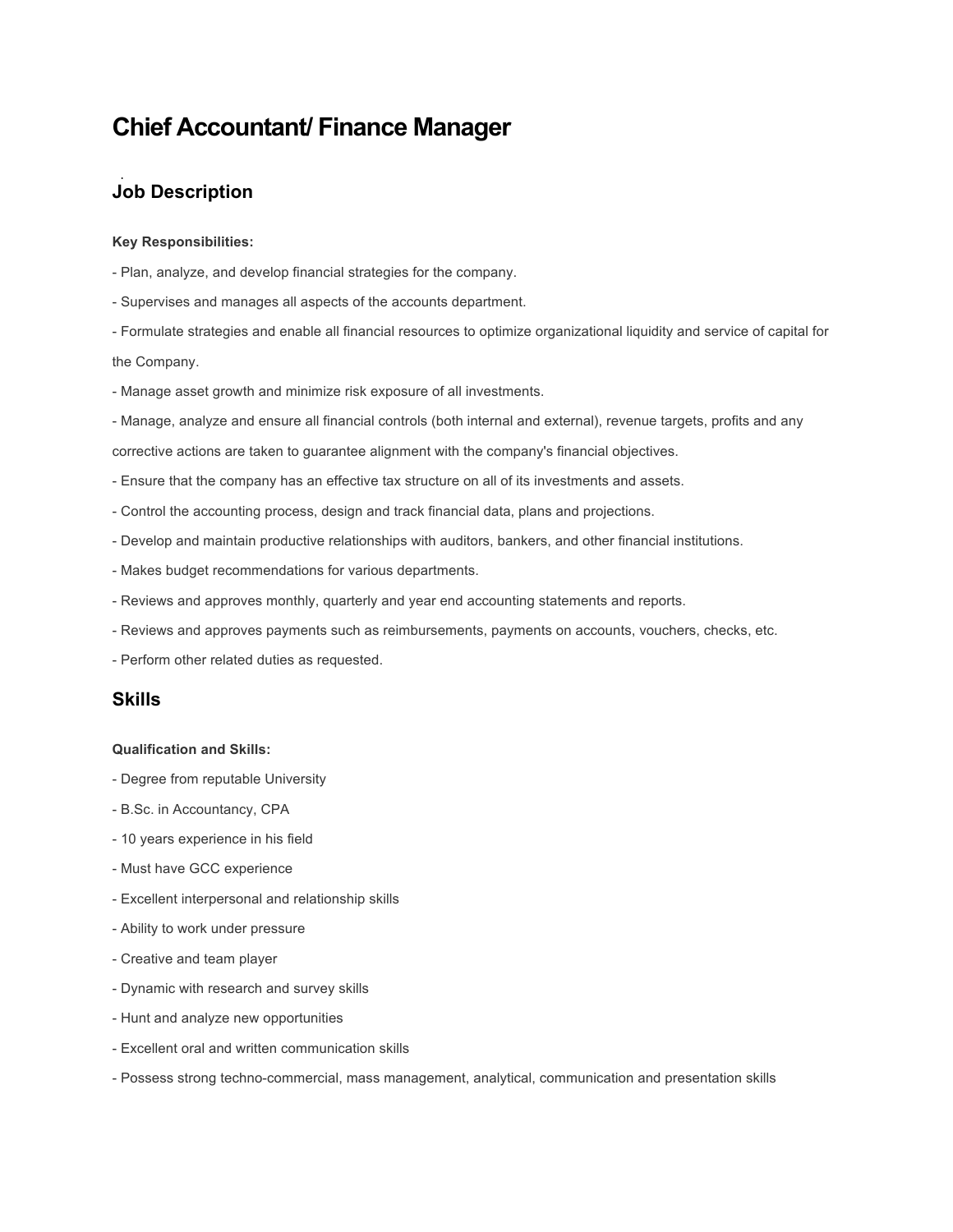# Chief Accountant/ Finance Manager

## Job Description

**Key Responsibilities:**

- Plan, analyze, and develop financial strategies for the company.
- Supervises and manages all aspects of the accounts department.
- Formulate strategies and enable all financial resources to optimize organizational liquidity and service of capital for the Company.
- Manage asset growth and minimize risk exposure of all investments.
- Manage, analyze and ensure all financial controls (both internal and external), revenue targets, profits and any corrective actions are taken to guarantee alignment with the company's financial objectives.
- Ensure that the company has an effective tax structure on all of its investments and assets.
- Control the accounting process, design and track financial data, plans and projections.
- Develop and maintain productive relationships with auditors, bankers, and other financial institutions.
- Makes budget recommendations for various departments.
- Reviews and approves monthly, quarterly and year end accounting statements and reports.
- Reviews and approves payments such as reimbursements, payments on accounts, vouchers, checks, etc.
- Perform other related duties as requested.

## Skills

**Qualification and Skills:**

- Degree from reputable University
- B.Sc. in Accountancy, CPA
- 10 years experience in his field
- Must have GCC experience
- Excellent interpersonal and relationship skills
- Ability to work under pressure
- Creative and team player
- Dynamic with research and survey skills
- Hunt and analyze new opportunities
- Excellent oral and written communication skills
- Possess strong techno-commercial, mass management, analytical, communication and presentation skills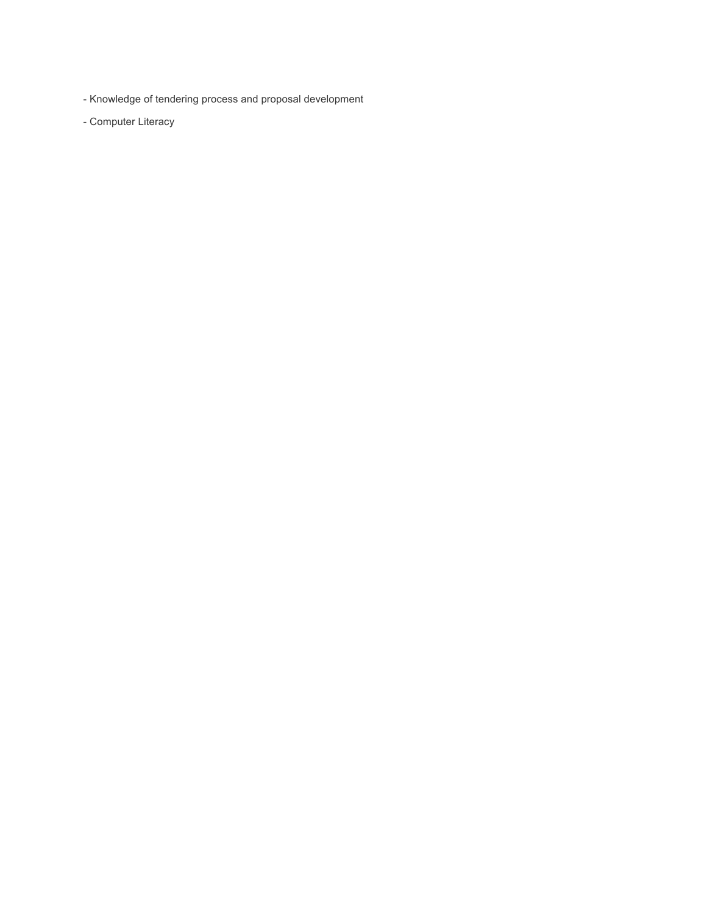- Knowledge of tendering process and proposal development
- Computer Literacy